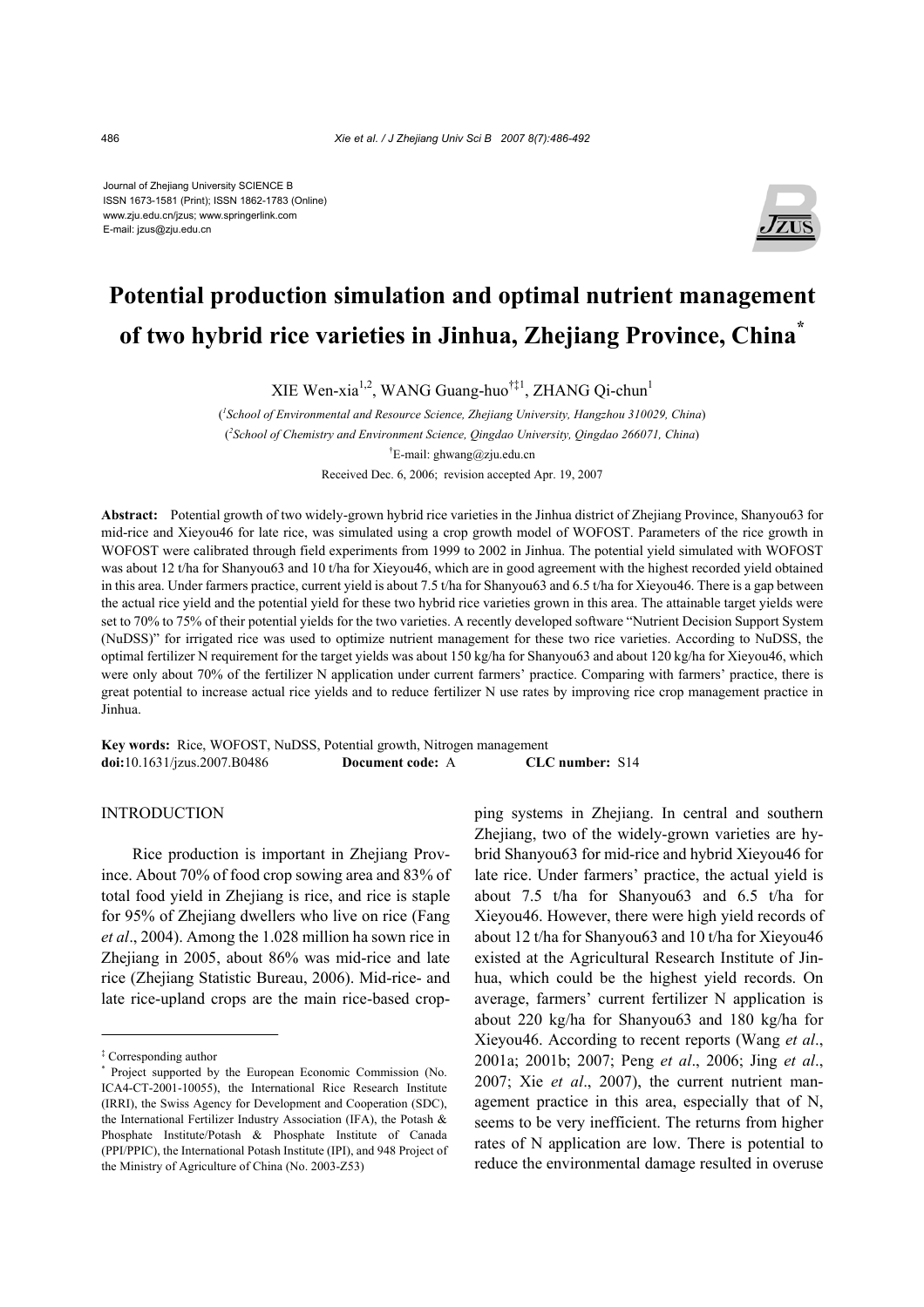Journal of Zhejiang University SCIENCE B
ISSN 1673-1581 (Print); ISSN 1862-1783 (Online)
www.zju.edu.cn/jzus; www.springerlink.com
E-mail: jzus@zju.edu.cn

# Potential production simulation and optimal nutrient management of two hybrid rice varieties in Jinhua, Zhejiang Province, China*

XIE Wen-xia[1,2], WANG Guang-huo[†‡1], ZHANG Qi-chun[1]

([1]School of Environmental and Resource Science, Zhejiang University, Hangzhou 310029, China)

([2]School of Chemistry and Environment Science, Qingdao University, Qingdao 266071, China)

[†]E-mail: ghwang@zju.edu.cn

Received Dec. 6, 2006; revision accepted Apr. 19, 2007

**Abstract:** Potential growth of two widely-grown hybrid rice varieties in the Jinhua district of Zhejiang Province, Shanyou63 for mid-rice and Xieyou46 for late rice, was simulated using a crop growth model of WOFOST. Parameters of the rice growth in WOFOST were calibrated through field experiments from 1999 to 2002 in Jinhua. The potential yield simulated with WOFOST was about 12 t/ha for Shanyou63 and 10 t/ha for Xieyou46, which are in good agreement with the highest recorded yield obtained in this area. Under farmers practice, current yield is about 7.5 t/ha for Shanyou63 and 6.5 t/ha for Xieyou46. There is a gap between the actual rice yield and the potential yield for these two hybrid rice varieties grown in this area. The attainable target yields were set to 70% to 75% of their potential yields for the two varieties. A recently developed software "Nutrient Decision Support System (NuDSS)" for irrigated rice was used to optimize nutrient management for these two rice varieties. According to NuDSS, the optimal fertilizer N requirement for the target yields was about 150 kg/ha for Shanyou63 and about 120 kg/ha for Xieyou46, which were only about 70% of the fertilizer N application under current farmers' practice. Comparing with farmers' practice, there is great potential to increase actual rice yields and to reduce fertilizer N use rates by improving rice crop management practice in Jinhua.

**Key words:** Rice, WOFOST, NuDSS, Potential growth, Nitrogen management

**doi:**10.1631/jzus.2007.B0486 **Document code:** A **CLC number:** S14

## INTRODUCTION

Rice production is important in Zhejiang Province. About 70% of food crop sowing area and 83% of total food yield in Zhejiang is rice, and rice is staple for 95% of Zhejiang dwellers who live on rice (Fang *et al*., 2004). Among the 1.028 million ha sown rice in Zhejiang in 2005, about 86% was mid-rice and late rice (Zhejiang Statistic Bureau, 2006). Mid-rice- and late rice-upland crops are the main rice-based cropping systems in Zhejiang. In central and southern Zhejiang, two of the widely-grown varieties are hybrid Shanyou63 for mid-rice and hybrid Xieyou46 for late rice. Under farmers' practice, the actual yield is about 7.5 t/ha for Shanyou63 and 6.5 t/ha for Xieyou46. However, there were high yield records of about 12 t/ha for Shanyou63 and 10 t/ha for Xieyou46 existed at the Agricultural Research Institute of Jinhua, which could be the highest yield records. On average, farmers' current fertilizer N application is about 220 kg/ha for Shanyou63 and 180 kg/ha for Xieyou46. According to recent reports (Wang *et al*., 2001a; 2001b; 2007; Peng *et al*., 2006; Jing *et al*., 2007; Xie *et al*., 2007), the current nutrient management practice in this area, especially that of N, seems to be very inefficient. The returns from higher rates of N application are low. There is potential to reduce the environmental damage resulted in overuse

---

‡ Corresponding author

\* Project supported by the European Economic Commission (No. ICA4-CT-2001-10055), the International Rice Research Institute (IRRI), the Swiss Agency for Development and Cooperation (SDC), the International Fertilizer Industry Association (IFA), the Potash & Phosphate Institute/Potash & Phosphate Institute of Canada (PPI/PPIC), the International Potash Institute (IPI), and 948 Project of the Ministry of Agriculture of China (No. 2003-Z53)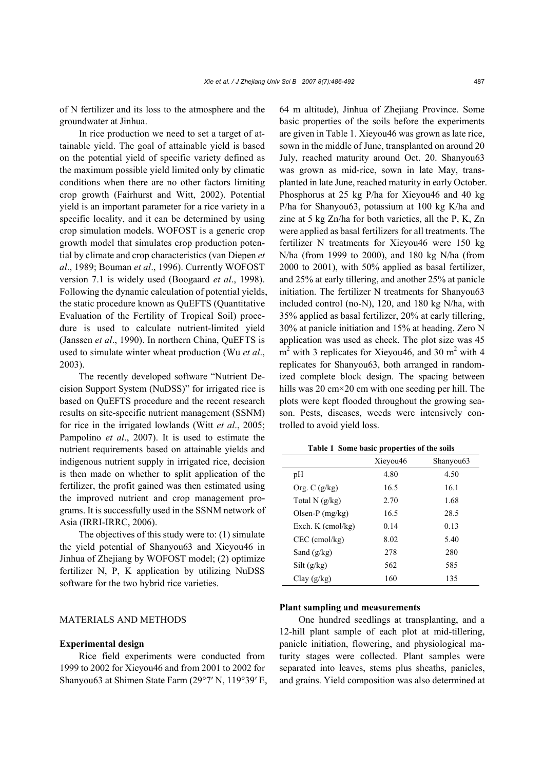of N fertilizer and its loss to the atmosphere and the groundwater at Jinhua.

In rice production we need to set a target of attainable yield. The goal of attainable yield is based on the potential yield of specific variety defined as the maximum possible yield limited only by climatic conditions when there are no other factors limiting crop growth (Fairhurst and Witt, 2002). Potential yield is an important parameter for a rice variety in a specific locality, and it can be determined by using crop simulation models. WOFOST is a generic crop growth model that simulates crop production potential by climate and crop characteristics (van Diepen *et al*., 1989; Bouman *et al*., 1996). Currently WOFOST version 7.1 is widely used (Boogaard *et al*., 1998). Following the dynamic calculation of potential yields, the static procedure known as QuEFTS (Quantitative Evaluation of the Fertility of Tropical Soil) procedure is used to calculate nutrient-limited yield (Janssen *et al*., 1990). In northern China, QuEFTS is used to simulate winter wheat production (Wu *et al*., 2003).

The recently developed software "Nutrient Decision Support System (NuDSS)" for irrigated rice is based on QuEFTS procedure and the recent research results on site-specific nutrient management (SSNM) for rice in the irrigated lowlands (Witt *et al*., 2005; Pampolino *et al*., 2007). It is used to estimate the nutrient requirements based on attainable yields and indigenous nutrient supply in irrigated rice, decision is then made on whether to split application of the fertilizer, the profit gained was then estimated using the improved nutrient and crop management programs. It is successfully used in the SSNM network of Asia (IRRI-IRRC, 2006).

The objectives of this study were to: (1) simulate the yield potential of Shanyou63 and Xieyou46 in Jinhua of Zhejiang by WOFOST model; (2) optimize fertilizer N, P, K application by utilizing NuDSS software for the two hybrid rice varieties.

## MATERIALS AND METHODS

### Experimental design

Rice field experiments were conducted from 1999 to 2002 for Xieyou46 and from 2001 to 2002 for Shanyou63 at Shimen State Farm (29°7′ N, 119°39′ E, 64 m altitude), Jinhua of Zhejiang Province. Some basic properties of the soils before the experiments are given in Table 1. Xieyou46 was grown as late rice, sown in the middle of June, transplanted on around 20 July, reached maturity around Oct. 20. Shanyou63 was grown as mid-rice, sown in late May, transplanted in late June, reached maturity in early October. Phosphorus at 25 kg P/ha for Xieyou46 and 40 kg P/ha for Shanyou63, potassium at 100 kg K/ha and zinc at 5 kg Zn/ha for both varieties, all the P, K, Zn were applied as basal fertilizers for all treatments. The fertilizer N treatments for Xieyou46 were 150 kg N/ha (from 1999 to 2000), and 180 kg N/ha (from 2000 to 2001), with 50% applied as basal fertilizer, and 25% at early tillering, and another 25% at panicle initiation. The fertilizer N treatments for Shanyou63 included control (no-N), 120, and 180 kg N/ha, with 35% applied as basal fertilizer, 20% at early tillering, 30% at panicle initiation and 15% at heading. Zero N application was used as check. The plot size was 45 $m^2$ with 3 replicates for Xieyou46, and 30 $m^2$ with 4 replicates for Shanyou63, both arranged in randomized complete block design. The spacing between hills was 20 cm×20 cm with one seeding per hill. The plots were kept flooded throughout the growing season. Pests, diseases, weeds were intensively controlled to avoid yield loss.

**Table 1 Some basic properties of the soils**

| | Xieyou46 | Shanyou63 |
|---|---|---|
| pH | 4.80 | 4.50 |
| Org. C (g/kg) | 16.5 | 16.1 |
| Total N (g/kg) | 2.70 | 1.68 |
| Olsen-P (mg/kg) | 16.5 | 28.5 |
| Exch. K (cmol/kg) | 0.14 | 0.13 |
| CEC (cmol/kg) | 8.02 | 5.40 |
| Sand (g/kg) | 278 | 280 |
| Silt (g/kg) | 562 | 585 |
| Clay (g/kg) | 160 | 135 |

### Plant sampling and measurements

One hundred seedlings at transplanting, and a 12-hill plant sample of each plot at mid-tillering, panicle initiation, flowering, and physiological maturity stages were collected. Plant samples were separated into leaves, stems plus sheaths, panicles, and grains. Yield composition was also determined at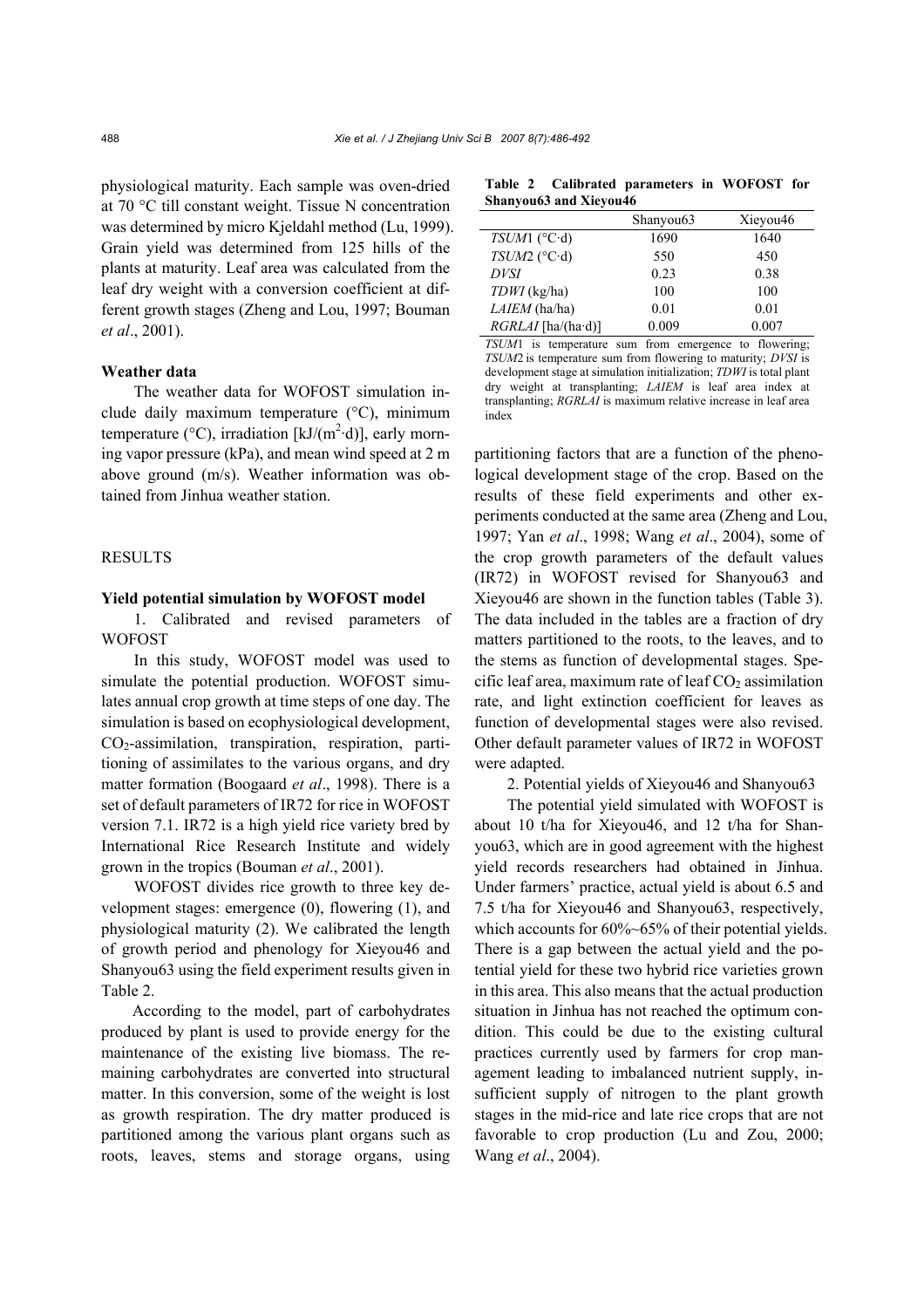physiological maturity. Each sample was oven-dried at 70 °C till constant weight. Tissue N concentration was determined by micro Kjeldahl method (Lu, 1999). Grain yield was determined from 125 hills of the plants at maturity. Leaf area was calculated from the leaf dry weight with a conversion coefficient at different growth stages (Zheng and Lou, 1997; Bouman *et al*., 2001).

### Weather data

The weather data for WOFOST simulation include daily maximum temperature (°C), minimum temperature (°C), irradiation [kJ/($m^2$·d)], early morning vapor pressure (kPa), and mean wind speed at 2 m above ground (m/s). Weather information was obtained from Jinhua weather station.

## RESULTS

### Yield potential simulation by WOFOST model

1. Calibrated and revised parameters of WOFOST

In this study, WOFOST model was used to simulate the potential production. WOFOST simulates annual crop growth at time steps of one day. The simulation is based on ecophysiological development, $CO_2$-assimilation, transpiration, respiration, partitioning of assimilates to the various organs, and dry matter formation (Boogaard *et al*., 1998). There is a set of default parameters of IR72 for rice in WOFOST version 7.1. IR72 is a high yield rice variety bred by International Rice Research Institute and widely grown in the tropics (Bouman *et al*., 2001).

WOFOST divides rice growth to three key development stages: emergence (0), flowering (1), and physiological maturity (2). We calibrated the length of growth period and phenology for Xieyou46 and Shanyou63 using the field experiment results given in Table 2.

According to the model, part of carbohydrates produced by plant is used to provide energy for the maintenance of the existing live biomass. The remaining carbohydrates are converted into structural matter. In this conversion, some of the weight is lost as growth respiration. The dry matter produced is partitioned among the various plant organs such as roots, leaves, stems and storage organs, using partitioning factors that are a function of the phenological development stage of the crop. Based on the results of these field experiments and other experiments conducted at the same area (Zheng and Lou, 1997; Yan *et al*., 1998; Wang *et al*., 2004), some of the crop growth parameters of the default values (IR72) in WOFOST revised for Shanyou63 and Xieyou46 are shown in the function tables (Table 3). The data included in the tables are a fraction of dry matters partitioned to the roots, to the leaves, and to the stems as function of developmental stages. Specific leaf area, maximum rate of leaf $CO_2$ assimilation rate, and light extinction coefficient for leaves as function of developmental stages were also revised. Other default parameter values of IR72 in WOFOST were adapted.

**Table 2 Calibrated parameters in WOFOST for Shanyou63 and Xieyou46**

| | Shanyou63 | Xieyou46 |
|---|---|---|
| *TSUM*1 (°C·d) | 1690 | 1640 |
| *TSUM*2 (°C·d) | 550 | 450 |
| *DVSI* | 0.23 | 0.38 |
| *TDWI* (kg/ha) | 100 | 100 |
| *LAIEM* (ha/ha) | 0.01 | 0.01 |
| *RGRLAI* [ha/(ha·d)] | 0.009 | 0.007 |

*TSUM*1 is temperature sum from emergence to flowering; *TSUM*2 is temperature sum from flowering to maturity; *DVSI* is development stage at simulation initialization; *TDWI* is total plant dry weight at transplanting; *LAIEM* is leaf area index at transplanting; *RGRLAI* is maximum relative increase in leaf area index

2. Potential yields of Xieyou46 and Shanyou63

The potential yield simulated with WOFOST is about 10 t/ha for Xieyou46, and 12 t/ha for Shanyou63, which are in good agreement with the highest yield records researchers had obtained in Jinhua. Under farmers' practice, actual yield is about 6.5 and 7.5 t/ha for Xieyou46 and Shanyou63, respectively, which accounts for 60%~65% of their potential yields. There is a gap between the actual yield and the potential yield for these two hybrid rice varieties grown in this area. This also means that the actual production situation in Jinhua has not reached the optimum condition. This could be due to the existing cultural practices currently used by farmers for crop management leading to imbalanced nutrient supply, insufficient supply of nitrogen to the plant growth stages in the mid-rice and late rice crops that are not favorable to crop production (Lu and Zou, 2000; Wang *et al*., 2004).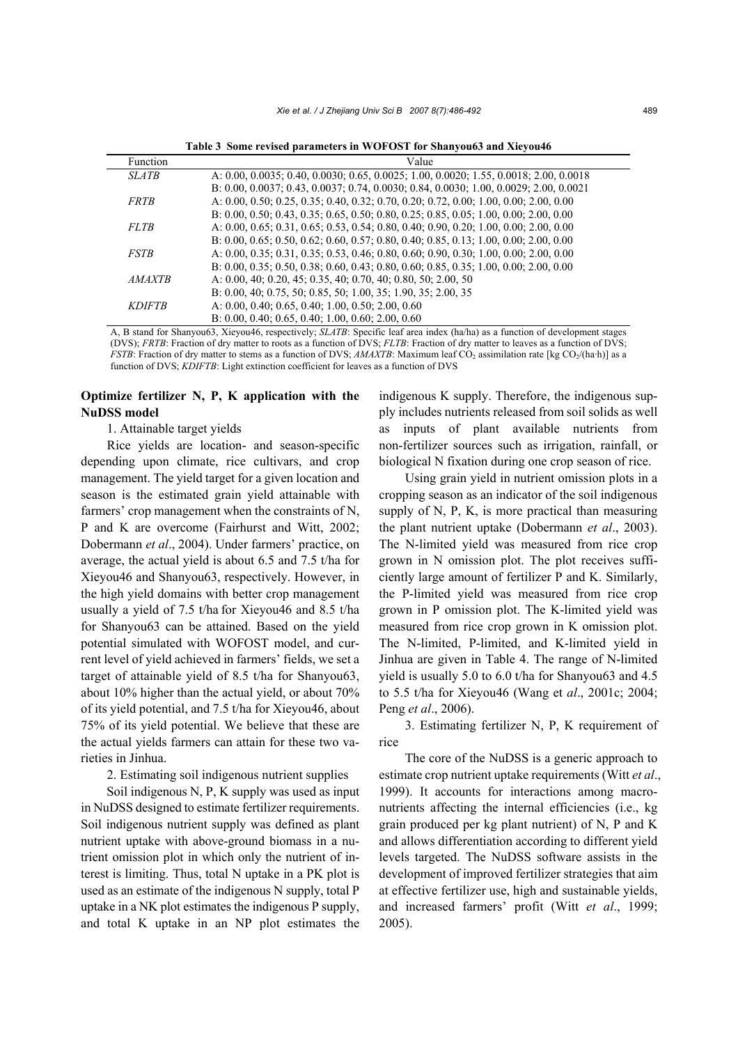**Table 3 Some revised parameters in WOFOST for Shanyou63 and Xieyou46**

| Function | Value |
|---|---|
| *SLATB* | A: 0.00, 0.0035; 0.40, 0.0030; 0.65, 0.0025; 1.00, 0.0020; 1.55, 0.0018; 2.00, 0.0018 |
| | B: 0.00, 0.0037; 0.43, 0.0037; 0.74, 0.0030; 0.84, 0.0030; 1.00, 0.0029; 2.00, 0.0021 |
| *FRTB* | A: 0.00, 0.50; 0.25, 0.35; 0.40, 0.32; 0.70, 0.20; 0.72, 0.00; 1.00, 0.00; 2.00, 0.00 |
| | B: 0.00, 0.50; 0.43, 0.35; 0.65, 0.50; 0.80, 0.25; 0.85, 0.05; 1.00, 0.00; 2.00, 0.00 |
| *FLTB* | A: 0.00, 0.65; 0.31, 0.65; 0.53, 0.54; 0.80, 0.40; 0.90, 0.20; 1.00, 0.00; 2.00, 0.00 |
| | B: 0.00, 0.65; 0.50, 0.62; 0.60, 0.57; 0.80, 0.40; 0.85, 0.13; 1.00, 0.00; 2.00, 0.00 |
| *FSTB* | A: 0.00, 0.35; 0.31, 0.35; 0.53, 0.46; 0.80, 0.60; 0.90, 0.30; 1.00, 0.00; 2.00, 0.00 |
| | B: 0.00, 0.35; 0.50, 0.38; 0.60, 0.43; 0.80, 0.60; 0.85, 0.35; 1.00, 0.00; 2.00, 0.00 |
| *AMAXTB* | A: 0.00, 40; 0.20, 45; 0.35, 40; 0.70, 40; 0.80, 50; 2.00, 50 |
| | B: 0.00, 40; 0.75, 50; 0.85, 50; 1.00, 35; 1.90, 35; 2.00, 35 |
| *KDIFTB* | A: 0.00, 0.40; 0.65, 0.40; 1.00, 0.50; 2.00, 0.60 |
| | B: 0.00, 0.40; 0.65, 0.40; 1.00, 0.60; 2.00, 0.60 |

A, B stand for Shanyou63, Xieyou46, respectively; *SLATB*: Specific leaf area index (ha/ha) as a function of development stages (DVS); *FRTB*: Fraction of dry matter to roots as a function of DVS; *FLTB*: Fraction of dry matter to leaves as a function of DVS; *FSTB*: Fraction of dry matter to stems as a function of DVS; *AMAXTB*: Maximum leaf $CO_2$ assimilation rate [kg $CO_2$/(ha·h)] as a function of DVS; *KDIFTB*: Light extinction coefficient for leaves as a function of DVS

## Optimize fertilizer N, P, K application with the NuDSS model

1. Attainable target yields

Rice yields are location- and season-specific depending upon climate, rice cultivars, and crop management. The yield target for a given location and season is the estimated grain yield attainable with farmers' crop management when the constraints of N, P and K are overcome (Fairhurst and Witt, 2002; Dobermann *et al*., 2004). Under farmers' practice, on average, the actual yield is about 6.5 and 7.5 t/ha for Xieyou46 and Shanyou63, respectively. However, in the high yield domains with better crop management usually a yield of 7.5 t/ha for Xieyou46 and 8.5 t/ha for Shanyou63 can be attained. Based on the yield potential simulated with WOFOST model, and current level of yield achieved in farmers' fields, we set a target of attainable yield of 8.5 t/ha for Shanyou63, about 10% higher than the actual yield, or about 70% of its yield potential, and 7.5 t/ha for Xieyou46, about 75% of its yield potential. We believe that these are the actual yields farmers can attain for these two varieties in Jinhua.

2. Estimating soil indigenous nutrient supplies

Soil indigenous N, P, K supply was used as input in NuDSS designed to estimate fertilizer requirements. Soil indigenous nutrient supply was defined as plant nutrient uptake with above-ground biomass in a nutrient omission plot in which only the nutrient of interest is limiting. Thus, total N uptake in a PK plot is used as an estimate of the indigenous N supply, total P uptake in a NK plot estimates the indigenous P supply, and total K uptake in an NP plot estimates the indigenous K supply. Therefore, the indigenous supply includes nutrients released from soil solids as well as inputs of plant available nutrients from non-fertilizer sources such as irrigation, rainfall, or biological N fixation during one crop season of rice.

Using grain yield in nutrient omission plots in a cropping season as an indicator of the soil indigenous supply of N, P, K, is more practical than measuring the plant nutrient uptake (Dobermann *et al*., 2003). The N-limited yield was measured from rice crop grown in N omission plot. The plot receives sufficiently large amount of fertilizer P and K. Similarly, the P-limited yield was measured from rice crop grown in P omission plot. The K-limited yield was measured from rice crop grown in K omission plot. The N-limited, P-limited, and K-limited yield in Jinhua are given in Table 4. The range of N-limited yield is usually 5.0 to 6.0 t/ha for Shanyou63 and 4.5 to 5.5 t/ha for Xieyou46 (Wang et *al*., 2001c; 2004; Peng *et al*., 2006).

3. Estimating fertilizer N, P, K requirement of rice

The core of the NuDSS is a generic approach to estimate crop nutrient uptake requirements (Witt *et al*., 1999). It accounts for interactions among macronutrients affecting the internal efficiencies (i.e., kg grain produced per kg plant nutrient) of N, P and K and allows differentiation according to different yield levels targeted. The NuDSS software assists in the development of improved fertilizer strategies that aim at effective fertilizer use, high and sustainable yields, and increased farmers' profit (Witt *et al*., 1999; 2005).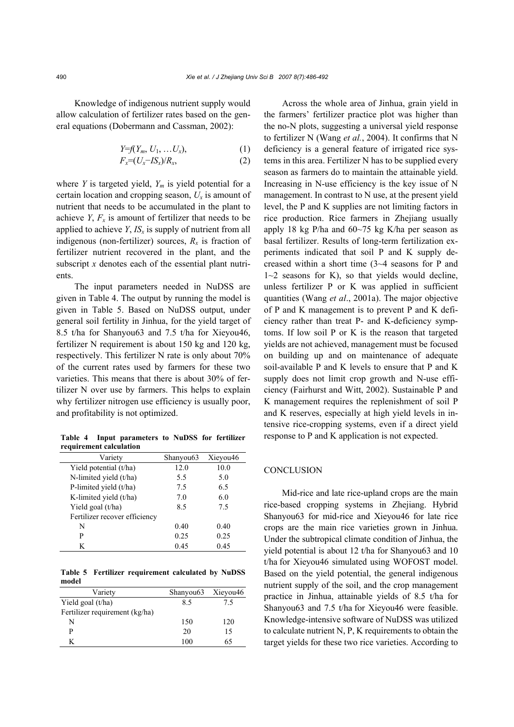Knowledge of indigenous nutrient supply would allow calculation of fertilizer rates based on the general equations (Dobermann and Cassman, 2002):

$$Y=f(Y_m, U_1, \ldots U_x), \quad (1)$$

$$F_x=(U_x-IS_x)/R_x, \quad (2)$$

where $Y$ is targeted yield, $Y_m$ is yield potential for a certain location and cropping season, $U_x$ is amount of nutrient that needs to be accumulated in the plant to achieve $Y$, $F_x$ is amount of fertilizer that needs to be applied to achieve $Y$, $IS_x$ is supply of nutrient from all indigenous (non-fertilizer) sources, $R_x$ is fraction of fertilizer nutrient recovered in the plant, and the subscript $x$ denotes each of the essential plant nutrients.

The input parameters needed in NuDSS are given in Table 4. The output by running the model is given in Table 5. Based on NuDSS output, under general soil fertility in Jinhua, for the yield target of 8.5 t/ha for Shanyou63 and 7.5 t/ha for Xieyou46, fertilizer N requirement is about 150 kg and 120 kg, respectively. This fertilizer N rate is only about 70% of the current rates used by farmers for these two varieties. This means that there is about 30% of fertilizer N over use by farmers. This helps to explain why fertilizer nitrogen use efficiency is usually poor, and profitability is not optimized.

**Table 4 Input parameters to NuDSS for fertilizer requirement calculation**

| Variety | Shanyou63 | Xieyou46 |
|---|---|---|
| Yield potential (t/ha) | 12.0 | 10.0 |
| N-limited yield (t/ha) | 5.5 | 5.0 |
| P-limited yield (t/ha) | 7.5 | 6.5 |
| K-limited yield (t/ha) | 7.0 | 6.0 |
| Yield goal (t/ha) | 8.5 | 7.5 |
| Fertilizer recover efficiency | | |
| N | 0.40 | 0.40 |
| P | 0.25 | 0.25 |
| K | 0.45 | 0.45 |

**Table 5 Fertilizer requirement calculated by NuDSS model**

| Variety | Shanyou63 | Xieyou46 |
|---|---|---|
| Yield goal (t/ha) | 8.5 | 7.5 |
| Fertilizer requirement (kg/ha) | | |
| N | 150 | 120 |
| P | 20 | 15 |
| K | 100 | 65 |

Across the whole area of Jinhua, grain yield in the farmers' fertilizer practice plot was higher than the no-N plots, suggesting a universal yield response to fertilizer N (Wang *et al.*, 2004). It confirms that N deficiency is a general feature of irrigated rice systems in this area. Fertilizer N has to be supplied every season as farmers do to maintain the attainable yield. Increasing in N-use efficiency is the key issue of N management. In contrast to N use, at the present yield level, the P and K supplies are not limiting factors in rice production. Rice farmers in Zhejiang usually apply 18 kg P/ha and 60~75 kg K/ha per season as basal fertilizer. Results of long-term fertilization experiments indicated that soil P and K supply decreased within a short time (3~4 seasons for P and 1~2 seasons for K), so that yields would decline, unless fertilizer P or K was applied in sufficient quantities (Wang *et al*., 2001a). The major objective of P and K management is to prevent P and K deficiency rather than treat P- and K-deficiency symptoms. If low soil P or K is the reason that targeted yields are not achieved, management must be focused on building up and on maintenance of adequate soil-available P and K levels to ensure that P and K supply does not limit crop growth and N-use efficiency (Fairhurst and Witt, 2002). Sustainable P and K management requires the replenishment of soil P and K reserves, especially at high yield levels in intensive rice-cropping systems, even if a direct yield response to P and K application is not expected.

## CONCLUSION

Mid-rice and late rice-upland crops are the main rice-based cropping systems in Zhejiang. Hybrid Shanyou63 for mid-rice and Xieyou46 for late rice crops are the main rice varieties grown in Jinhua. Under the subtropical climate condition of Jinhua, the yield potential is about 12 t/ha for Shanyou63 and 10 t/ha for Xieyou46 simulated using WOFOST model. Based on the yield potential, the general indigenous nutrient supply of the soil, and the crop management practice in Jinhua, attainable yields of 8.5 t/ha for Shanyou63 and 7.5 t/ha for Xieyou46 were feasible. Knowledge-intensive software of NuDSS was utilized to calculate nutrient N, P, K requirements to obtain the target yields for these two rice varieties. According to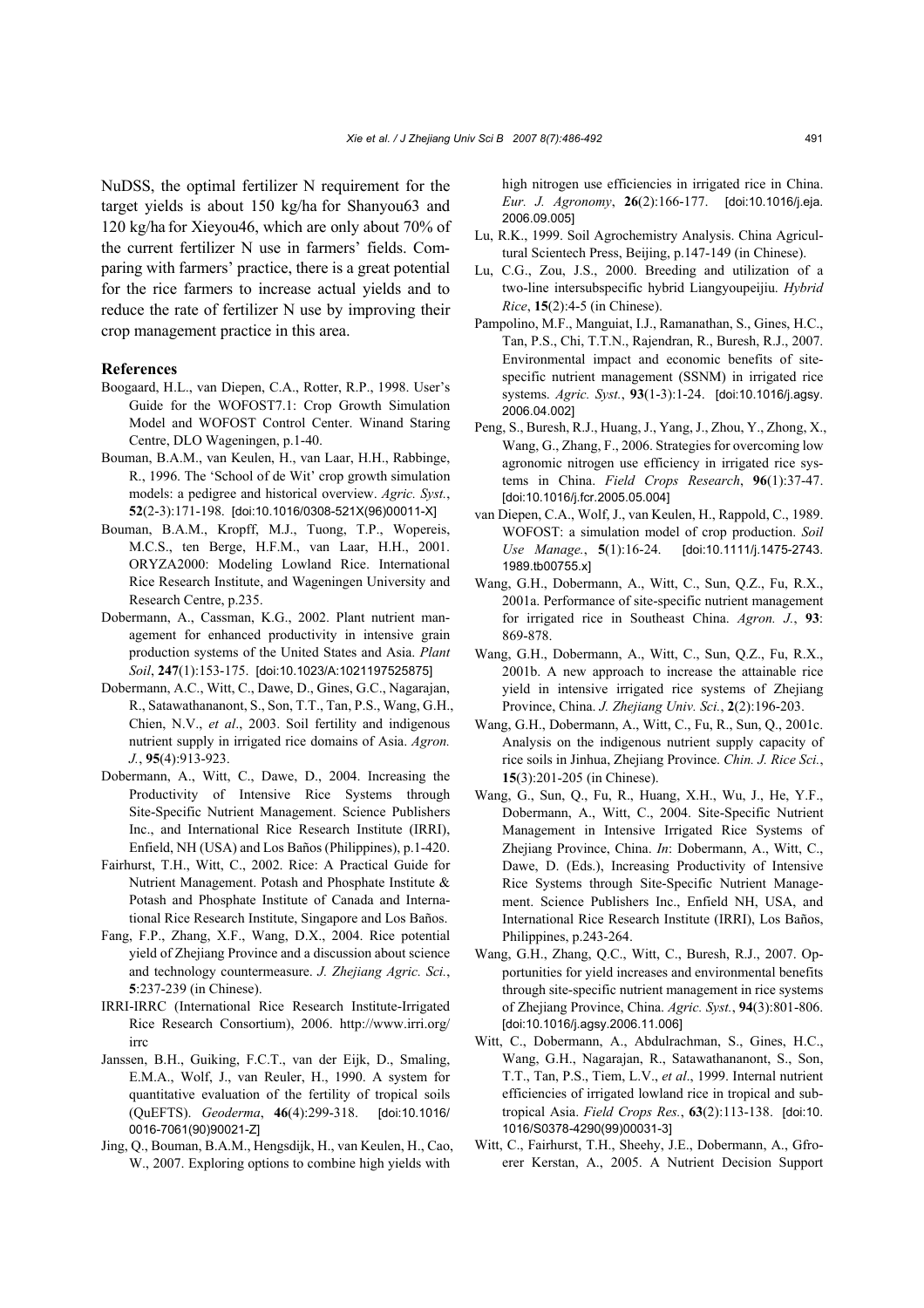NuDSS, the optimal fertilizer N requirement for the target yields is about 150 kg/ha for Shanyou63 and 120 kg/ha for Xieyou46, which are only about 70% of the current fertilizer N use in farmers' fields. Comparing with farmers' practice, there is a great potential for the rice farmers to increase actual yields and to reduce the rate of fertilizer N use by improving their crop management practice in this area.

## References

Boogaard, H.L., van Diepen, C.A., Rotter, R.P., 1998. User's Guide for the WOFOST7.1: Crop Growth Simulation Model and WOFOST Control Center. Winand Staring Centre, DLO Wageningen, p.1-40.

Bouman, B.A.M., van Keulen, H., van Laar, H.H., Rabbinge, R., 1996. The 'School of de Wit' crop growth simulation models: a pedigree and historical overview. *Agric. Syst.*, **52**(2-3):171-198. [doi:10.1016/0308-521X(96)00011-X]

Bouman, B.A.M., Kropff, M.J., Tuong, T.P., Wopereis, M.C.S., ten Berge, H.F.M., van Laar, H.H., 2001. ORYZA2000: Modeling Lowland Rice. International Rice Research Institute, and Wageningen University and Research Centre, p.235.

Dobermann, A., Cassman, K.G., 2002. Plant nutrient management for enhanced productivity in intensive grain production systems of the United States and Asia. *Plant Soil*, **247**(1):153-175. [doi:10.1023/A:1021197525875]

Dobermann, A.C., Witt, C., Dawe, D., Gines, G.C., Nagarajan, R., Satawathananont, S., Son, T.T., Tan, P.S., Wang, G.H., Chien, N.V., *et al*., 2003. Soil fertility and indigenous nutrient supply in irrigated rice domains of Asia. *Agron. J.*, **95**(4):913-923.

Dobermann, A., Witt, C., Dawe, D., 2004. Increasing the Productivity of Intensive Rice Systems through Site-Specific Nutrient Management. Science Publishers Inc., and International Rice Research Institute (IRRI), Enfield, NH (USA) and Los Baños (Philippines), p.1-420.

Fairhurst, T.H., Witt, C., 2002. Rice: A Practical Guide for Nutrient Management. Potash and Phosphate Institute & Potash and Phosphate Institute of Canada and International Rice Research Institute, Singapore and Los Baños.

Fang, F.P., Zhang, X.F., Wang, D.X., 2004. Rice potential yield of Zhejiang Province and a discussion about science and technology countermeasure. *J. Zhejiang Agric. Sci.*, **5**:237-239 (in Chinese).

IRRI-IRRC (International Rice Research Institute-Irrigated Rice Research Consortium), 2006. http://www.irri.org/irrc

Janssen, B.H., Guiking, F.C.T., van der Eijk, D., Smaling, E.M.A., Wolf, J., van Reuler, H., 1990. A system for quantitative evaluation of the fertility of tropical soils (QuEFTS). *Geoderma*, **46**(4):299-318. [doi:10.1016/0016-7061(90)90021-Z]

Jing, Q., Bouman, B.A.M., Hengsdijk, H., van Keulen, H., Cao, W., 2007. Exploring options to combine high yields with high nitrogen use efficiencies in irrigated rice in China. *Eur. J. Agronomy*, **26**(2):166-177. [doi:10.1016/j.eja.2006.09.005]

Lu, R.K., 1999. Soil Agrochemistry Analysis. China Agricultural Scientech Press, Beijing, p.147-149 (in Chinese).

Lu, C.G., Zou, J.S., 2000. Breeding and utilization of a two-line intersubspecific hybrid Liangyoupeijiu. *Hybrid Rice*, **15**(2):4-5 (in Chinese).

Pampolino, M.F., Manguiat, I.J., Ramanathan, S., Gines, H.C., Tan, P.S., Chi, T.T.N., Rajendran, R., Buresh, R.J., 2007. Environmental impact and economic benefits of site-specific nutrient management (SSNM) in irrigated rice systems. *Agric. Syst.*, **93**(1-3):1-24. [doi:10.1016/j.agsy.2006.04.002]

Peng, S., Buresh, R.J., Huang, J., Yang, J., Zhou, Y., Zhong, X., Wang, G., Zhang, F., 2006. Strategies for overcoming low agronomic nitrogen use efficiency in irrigated rice systems in China. *Field Crops Research*, **96**(1):37-47. [doi:10.1016/j.fcr.2005.05.004]

van Diepen, C.A., Wolf, J., van Keulen, H., Rappold, C., 1989. WOFOST: a simulation model of crop production. *Soil Use Manage.*, **5**(1):16-24. [doi:10.1111/j.1475-2743.1989.tb00755.x]

Wang, G.H., Dobermann, A., Witt, C., Sun, Q.Z., Fu, R.X., 2001a. Performance of site-specific nutrient management for irrigated rice in Southeast China. *Agron. J.*, **93**: 869-878.

Wang, G.H., Dobermann, A., Witt, C., Sun, Q.Z., Fu, R.X., 2001b. A new approach to increase the attainable rice yield in intensive irrigated rice systems of Zhejiang Province, China. *J. Zhejiang Univ. Sci.*, **2**(2):196-203.

Wang, G.H., Dobermann, A., Witt, C., Fu, R., Sun, Q., 2001c. Analysis on the indigenous nutrient supply capacity of rice soils in Jinhua, Zhejiang Province. *Chin. J. Rice Sci.*, **15**(3):201-205 (in Chinese).

Wang, G., Sun, Q., Fu, R., Huang, X.H., Wu, J., He, Y.F., Dobermann, A., Witt, C., 2004. Site-Specific Nutrient Management in Intensive Irrigated Rice Systems of Zhejiang Province, China. *In*: Dobermann, A., Witt, C., Dawe, D. (Eds.), Increasing Productivity of Intensive Rice Systems through Site-Specific Nutrient Management. Science Publishers Inc., Enfield NH, USA, and International Rice Research Institute (IRRI), Los Baños, Philippines, p.243-264.

Wang, G.H., Zhang, Q.C., Witt, C., Buresh, R.J., 2007. Opportunities for yield increases and environmental benefits through site-specific nutrient management in rice systems of Zhejiang Province, China. *Agric. Syst.*, **94**(3):801-806. [doi:10.1016/j.agsy.2006.11.006]

Witt, C., Dobermann, A., Abdulrachman, S., Gines, H.C., Wang, G.H., Nagarajan, R., Satawathananont, S., Son, T.T., Tan, P.S., Tiem, L.V., *et al*., 1999. Internal nutrient efficiencies of irrigated lowland rice in tropical and subtropical Asia. *Field Crops Res.*, **63**(2):113-138. [doi:10.1016/S0378-4290(99)00031-3]

Witt, C., Fairhurst, T.H., Sheehy, J.E., Dobermann, A., Gfroerer Kerstan, A., 2005. A Nutrient Decision Support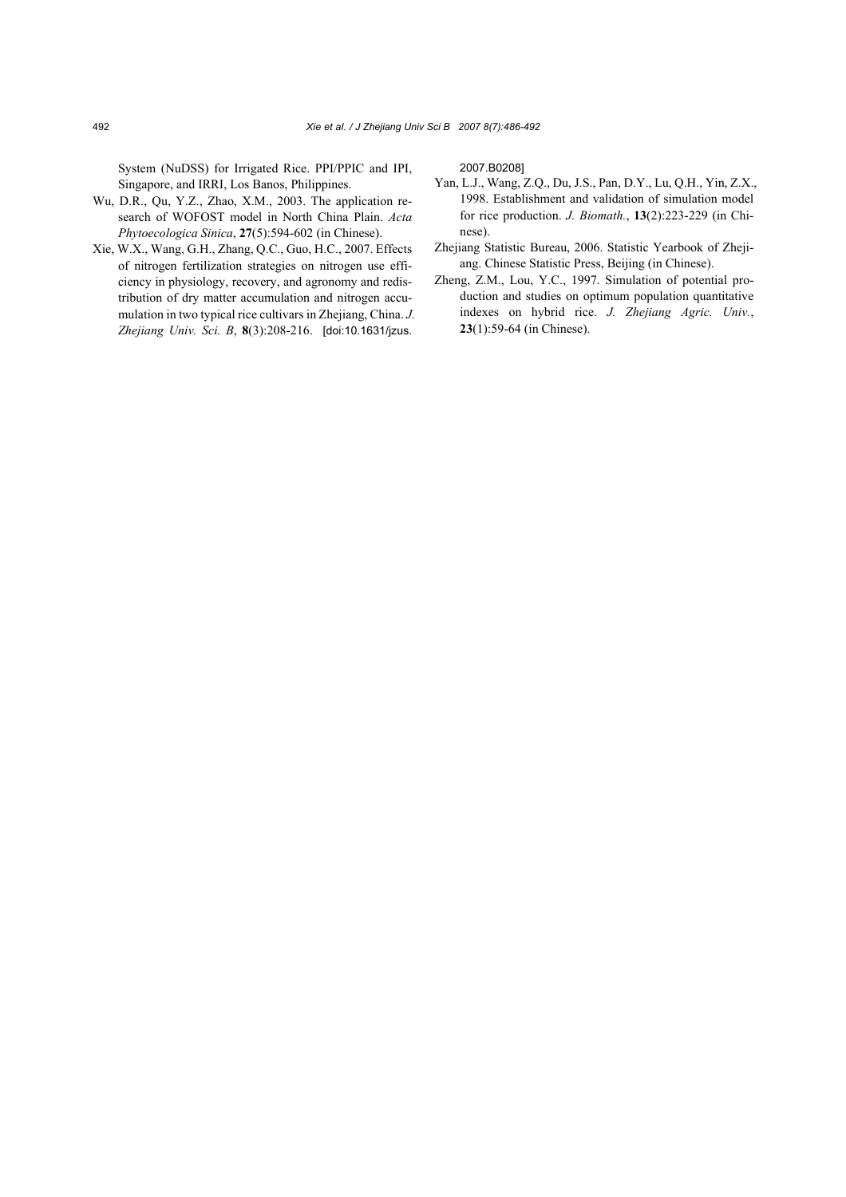System (NuDSS) for Irrigated Rice. PPI/PPIC and IPI, Singapore, and IRRI, Los Banos, Philippines.

Wu, D.R., Qu, Y.Z., Zhao, X.M., 2003. The application research of WOFOST model in North China Plain. *Acta Phytoecologica Sinica*, **27**(5):594-602 (in Chinese).

Xie, W.X., Wang, G.H., Zhang, Q.C., Guo, H.C., 2007. Effects of nitrogen fertilization strategies on nitrogen use efficiency in physiology, recovery, and agronomy and redistribution of dry matter accumulation and nitrogen accumulation in two typical rice cultivars in Zhejiang, China. *J. Zhejiang Univ. Sci. B*, **8**(3):208-216. [doi:10.1631/jzus.2007.B0208]

Yan, L.J., Wang, Z.Q., Du, J.S., Pan, D.Y., Lu, Q.H., Yin, Z.X., 1998. Establishment and validation of simulation model for rice production. *J. Biomath.*, **13**(2):223-229 (in Chinese).

Zhejiang Statistic Bureau, 2006. Statistic Yearbook of Zhejiang. Chinese Statistic Press, Beijing (in Chinese).

Zheng, Z.M., Lou, Y.C., 1997. Simulation of potential production and studies on optimum population quantitative indexes on hybrid rice. *J. Zhejiang Agric. Univ.*, **23**(1):59-64 (in Chinese).